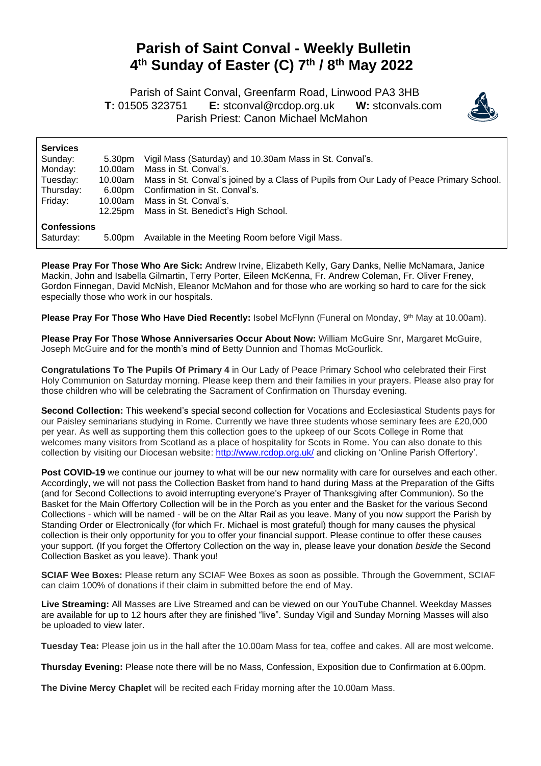# Parish of Saint Conval - Weekly Bulletin
# 4th Sunday of Easter (C) 7th / 8th May 2022

Parish of Saint Conval, Greenfarm Road, Linwood PA3 3HB
**T:** 01505 323751 **E:** stconval@rcdop.org.uk **W:** stconvals.com
Parish Priest: Canon Michael McMahon

**Services**

| | | |
|---|---|---|
| Sunday: | 5.30pm | Vigil Mass (Saturday) and 10.30am Mass in St. Conval's. |
| Monday: | 10.00am | Mass in St. Conval's. |
| Tuesday: | 10.00am | Mass in St. Conval's joined by a Class of Pupils from Our Lady of Peace Primary School. |
| Thursday: | 6.00pm | Confirmation in St. Conval's. |
| Friday: | 10.00am | Mass in St. Conval's. |
| | 12.25pm | Mass in St. Benedict's High School. |

**Confessions**

| | | |
|---|---|---|
| Saturday: | 5.00pm | Available in the Meeting Room before Vigil Mass. |

**Please Pray For Those Who Are Sick:** Andrew Irvine, Elizabeth Kelly, Gary Danks, Nellie McNamara, Janice Mackin, John and Isabella Gilmartin, Terry Porter, Eileen McKenna, Fr. Andrew Coleman, Fr. Oliver Freney, Gordon Finnegan, David McNish, Eleanor McMahon and for those who are working so hard to care for the sick especially those who work in our hospitals.

**Please Pray For Those Who Have Died Recently:** Isobel McFlynn (Funeral on Monday, 9th May at 10.00am).

**Please Pray For Those Whose Anniversaries Occur About Now:** William McGuire Snr, Margaret McGuire, Joseph McGuire and for the month's mind of Betty Dunnion and Thomas McGourlick.

**Congratulations To The Pupils Of Primary 4** in Our Lady of Peace Primary School who celebrated their First Holy Communion on Saturday morning. Please keep them and their families in your prayers. Please also pray for those children who will be celebrating the Sacrament of Confirmation on Thursday evening.

**Second Collection:** This weekend's special second collection for Vocations and Ecclesiastical Students pays for our Paisley seminarians studying in Rome. Currently we have three students whose seminary fees are £20,000 per year. As well as supporting them this collection goes to the upkeep of our Scots College in Rome that welcomes many visitors from Scotland as a place of hospitality for Scots in Rome. You can also donate to this collection by visiting our Diocesan website: http://www.rcdop.org.uk/ and clicking on 'Online Parish Offertory'.

**Post COVID-19** we continue our journey to what will be our new normality with care for ourselves and each other. Accordingly, we will not pass the Collection Basket from hand to hand during Mass at the Preparation of the Gifts (and for Second Collections to avoid interrupting everyone's Prayer of Thanksgiving after Communion). So the Basket for the Main Offertory Collection will be in the Porch as you enter and the Basket for the various Second Collections - which will be named - will be on the Altar Rail as you leave. Many of you now support the Parish by Standing Order or Electronically (for which Fr. Michael is most grateful) though for many causes the physical collection is their only opportunity for you to offer your financial support. Please continue to offer these causes your support. (If you forget the Offertory Collection on the way in, please leave your donation *beside* the Second Collection Basket as you leave). Thank you!

**SCIAF Wee Boxes:** Please return any SCIAF Wee Boxes as soon as possible. Through the Government, SCIAF can claim 100% of donations if their claim in submitted before the end of May.

**Live Streaming:** All Masses are Live Streamed and can be viewed on our YouTube Channel. Weekday Masses are available for up to 12 hours after they are finished "live". Sunday Vigil and Sunday Morning Masses will also be uploaded to view later.

**Tuesday Tea:** Please join us in the hall after the 10.00am Mass for tea, coffee and cakes. All are most welcome.

**Thursday Evening:** Please note there will be no Mass, Confession, Exposition due to Confirmation at 6.00pm.

**The Divine Mercy Chaplet** will be recited each Friday morning after the 10.00am Mass.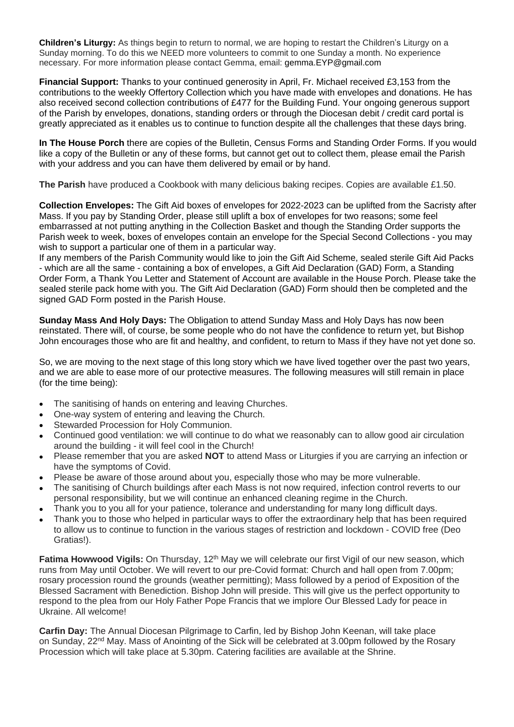**Children's Liturgy:** As things begin to return to normal, we are hoping to restart the Children's Liturgy on a Sunday morning. To do this we NEED more volunteers to commit to one Sunday a month. No experience necessary. For more information please contact Gemma, email: gemma.EYP@gmail.com

**Financial Support:** Thanks to your continued generosity in April, Fr. Michael received £3,153 from the contributions to the weekly Offertory Collection which you have made with envelopes and donations. He has also received second collection contributions of £477 for the Building Fund. Your ongoing generous support of the Parish by envelopes, donations, standing orders or through the Diocesan debit / credit card portal is greatly appreciated as it enables us to continue to function despite all the challenges that these days bring.

**In The House Porch** there are copies of the Bulletin, Census Forms and Standing Order Forms. If you would like a copy of the Bulletin or any of these forms, but cannot get out to collect them, please email the Parish with your address and you can have them delivered by email or by hand.

**The Parish** have produced a Cookbook with many delicious baking recipes. Copies are available £1.50.

**Collection Envelopes:** The Gift Aid boxes of envelopes for 2022-2023 can be uplifted from the Sacristy after Mass. If you pay by Standing Order, please still uplift a box of envelopes for two reasons; some feel embarrassed at not putting anything in the Collection Basket and though the Standing Order supports the Parish week to week, boxes of envelopes contain an envelope for the Special Second Collections - you may wish to support a particular one of them in a particular way.
If any members of the Parish Community would like to join the Gift Aid Scheme, sealed sterile Gift Aid Packs - which are all the same - containing a box of envelopes, a Gift Aid Declaration (GAD) Form, a Standing Order Form, a Thank You Letter and Statement of Account are available in the House Porch. Please take the sealed sterile pack home with you. The Gift Aid Declaration (GAD) Form should then be completed and the signed GAD Form posted in the Parish House.

**Sunday Mass And Holy Days:** The Obligation to attend Sunday Mass and Holy Days has now been reinstated. There will, of course, be some people who do not have the confidence to return yet, but Bishop John encourages those who are fit and healthy, and confident, to return to Mass if they have not yet done so.

So, we are moving to the next stage of this long story which we have lived together over the past two years, and we are able to ease more of our protective measures. The following measures will still remain in place (for the time being):

- The sanitising of hands on entering and leaving Churches.
- One-way system of entering and leaving the Church.
- Stewarded Procession for Holy Communion.
- Continued good ventilation: we will continue to do what we reasonably can to allow good air circulation around the building - it will feel cool in the Church!
- Please remember that you are asked **NOT** to attend Mass or Liturgies if you are carrying an infection or have the symptoms of Covid.
- Please be aware of those around about you, especially those who may be more vulnerable.
- The sanitising of Church buildings after each Mass is not now required, infection control reverts to our personal responsibility, but we will continue an enhanced cleaning regime in the Church.
- Thank you to you all for your patience, tolerance and understanding for many long difficult days.
- Thank you to those who helped in particular ways to offer the extraordinary help that has been required to allow us to continue to function in the various stages of restriction and lockdown - COVID free (Deo Gratias!).

**Fatima Howwood Vigils:** On Thursday, 12th May we will celebrate our first Vigil of our new season, which runs from May until October. We will revert to our pre-Covid format: Church and hall open from 7.00pm; rosary procession round the grounds (weather permitting); Mass followed by a period of Exposition of the Blessed Sacrament with Benediction. Bishop John will preside. This will give us the perfect opportunity to respond to the plea from our Holy Father Pope Francis that we implore Our Blessed Lady for peace in Ukraine. All welcome!

**Carfin Day:** The Annual Diocesan Pilgrimage to Carfin, led by Bishop John Keenan, will take place on Sunday, 22nd May. Mass of Anointing of the Sick will be celebrated at 3.00pm followed by the Rosary Procession which will take place at 5.30pm. Catering facilities are available at the Shrine.